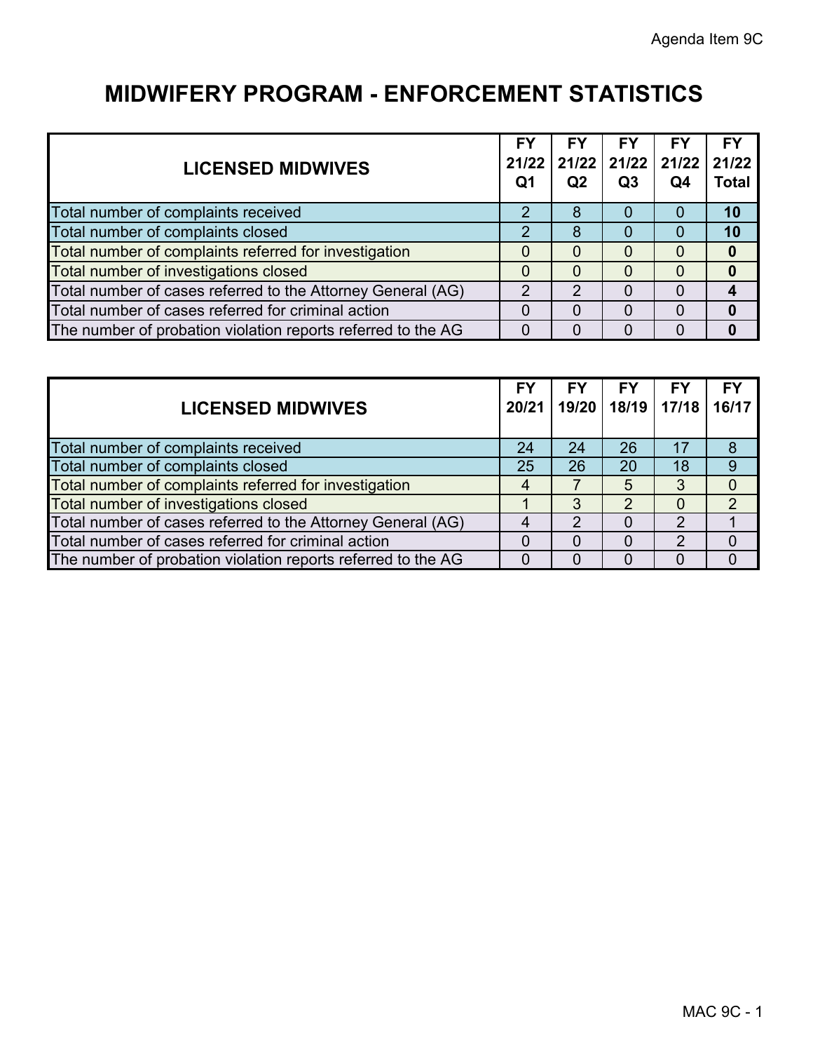Agenda Item 9C

# MIDWIFERY PROGRAM - ENFORCEMENT STATISTICS

| LICENSED MIDWIVES | FY 21/22 Q1 | FY 21/22 Q2 | FY 21/22 Q3 | FY 21/22 Q4 | FY 21/22 Total |
|---|---|---|---|---|---|
| Total number of complaints received | 2 | 8 | 0 | 0 | **10** |
| Total number of complaints closed | 2 | 8 | 0 | 0 | **10** |
| Total number of complaints referred for investigation | 0 | 0 | 0 | 0 | **0** |
| Total number of investigations closed | 0 | 0 | 0 | 0 | **0** |
| Total number of cases referred to the Attorney General (AG) | 2 | 2 | 0 | 0 | **4** |
| Total number of cases referred for criminal action | 0 | 0 | 0 | 0 | **0** |
| The number of probation violation reports referred to the AG | 0 | 0 | 0 | 0 | **0** |

| LICENSED MIDWIVES | FY 20/21 | FY 19/20 | FY 18/19 | FY 17/18 | FY 16/17 |
|---|---|---|---|---|---|
| Total number of complaints received | 24 | 24 | 26 | 17 | 8 |
| Total number of complaints closed | 25 | 26 | 20 | 18 | 9 |
| Total number of complaints referred for investigation | 4 | 7 | 5 | 3 | 0 |
| Total number of investigations closed | 1 | 3 | 2 | 0 | 2 |
| Total number of cases referred to the Attorney General (AG) | 4 | 2 | 0 | 2 | 1 |
| Total number of cases referred for criminal action | 0 | 0 | 0 | 2 | 0 |
| The number of probation violation reports referred to the AG | 0 | 0 | 0 | 0 | 0 |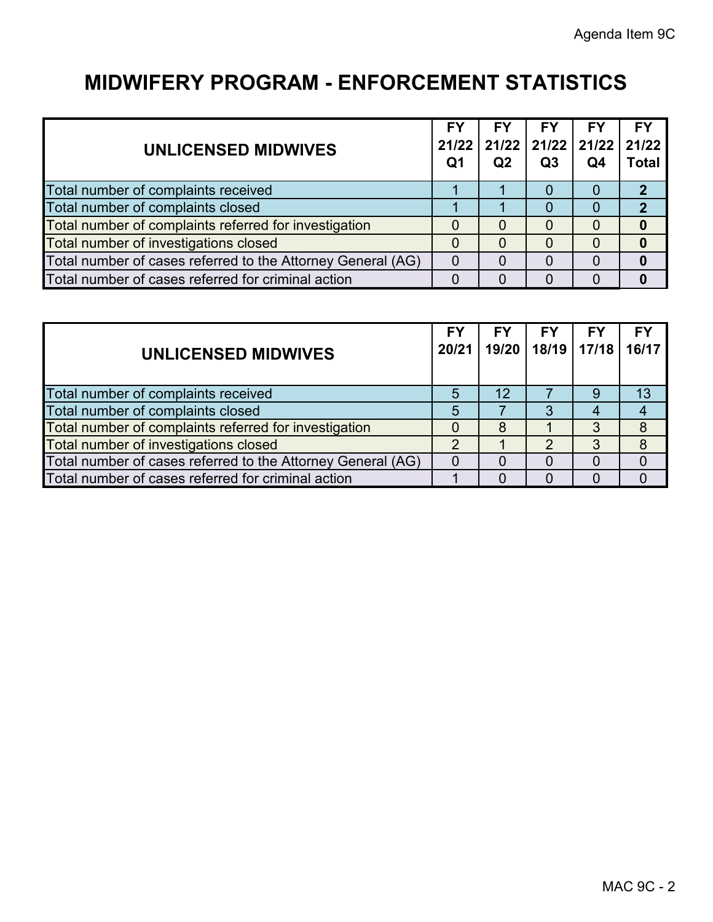# MIDWIFERY PROGRAM - ENFORCEMENT STATISTICS

| UNLICENSED MIDWIVES | FY 21/22 Q1 | FY 21/22 Q2 | FY 21/22 Q3 | FY 21/22 Q4 | FY 21/22 Total |
|---|---|---|---|---|---|
| Total number of complaints received | 1 | 1 | 0 | 0 | **2** |
| Total number of complaints closed | 1 | 1 | 0 | 0 | **2** |
| Total number of complaints referred for investigation | 0 | 0 | 0 | 0 | **0** |
| Total number of investigations closed | 0 | 0 | 0 | 0 | **0** |
| Total number of cases referred to the Attorney General (AG) | 0 | 0 | 0 | 0 | **0** |
| Total number of cases referred for criminal action | 0 | 0 | 0 | 0 | **0** |

| UNLICENSED MIDWIVES | FY 20/21 | FY 19/20 | FY 18/19 | FY 17/18 | FY 16/17 |
|---|---|---|---|---|---|
| Total number of complaints received | 5 | 12 | 7 | 9 | 13 |
| Total number of complaints closed | 5 | 7 | 3 | 4 | 4 |
| Total number of complaints referred for investigation | 0 | 8 | 1 | 3 | 8 |
| Total number of investigations closed | 2 | 1 | 2 | 3 | 8 |
| Total number of cases referred to the Attorney General (AG) | 0 | 0 | 0 | 0 | 0 |
| Total number of cases referred for criminal action | 1 | 0 | 0 | 0 | 0 |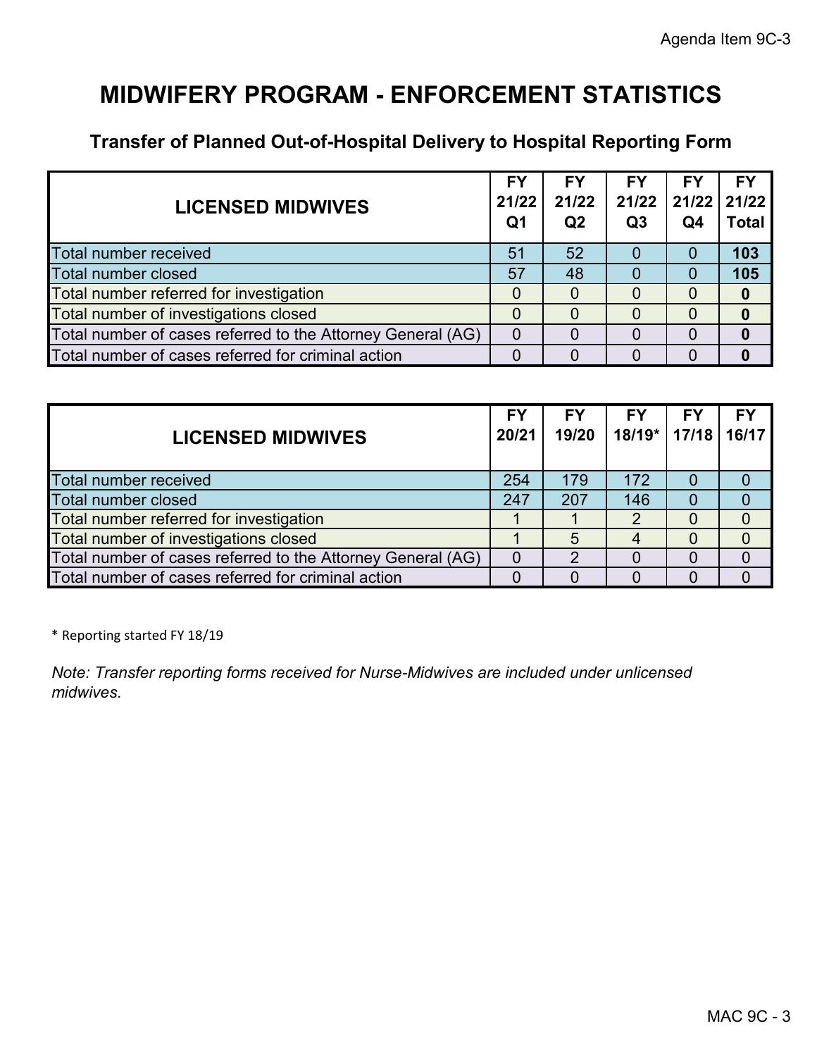# MIDWIFERY PROGRAM - ENFORCEMENT STATISTICS

## Transfer of Planned Out-of-Hospital Delivery to Hospital Reporting Form

| LICENSED MIDWIVES | FY 21/22 Q1 | FY 21/22 Q2 | FY 21/22 Q3 | FY 21/22 Q4 | FY 21/22 Total |
|---|---|---|---|---|---|
| Total number received | 51 | 52 | 0 | 0 | **103** |
| Total number closed | 57 | 48 | 0 | 0 | **105** |
| Total number referred for investigation | 0 | 0 | 0 | 0 | **0** |
| Total number of investigations closed | 0 | 0 | 0 | 0 | **0** |
| Total number of cases referred to the Attorney General (AG) | 0 | 0 | 0 | 0 | **0** |
| Total number of cases referred for criminal action | 0 | 0 | 0 | 0 | **0** |

| LICENSED MIDWIVES | FY 20/21 | FY 19/20 | FY 18/19* | FY 17/18 | FY 16/17 |
|---|---|---|---|---|---|
| Total number received | 254 | 179 | 172 | 0 | 0 |
| Total number closed | 247 | 207 | 146 | 0 | 0 |
| Total number referred for investigation | 1 | 1 | 2 | 0 | 0 |
| Total number of investigations closed | 1 | 5 | 4 | 0 | 0 |
| Total number of cases referred to the Attorney General (AG) | 0 | 2 | 0 | 0 | 0 |
| Total number of cases referred for criminal action | 0 | 0 | 0 | 0 | 0 |

* Reporting started FY 18/19

*Note: Transfer reporting forms received for Nurse-Midwives are included under unlicensed midwives.*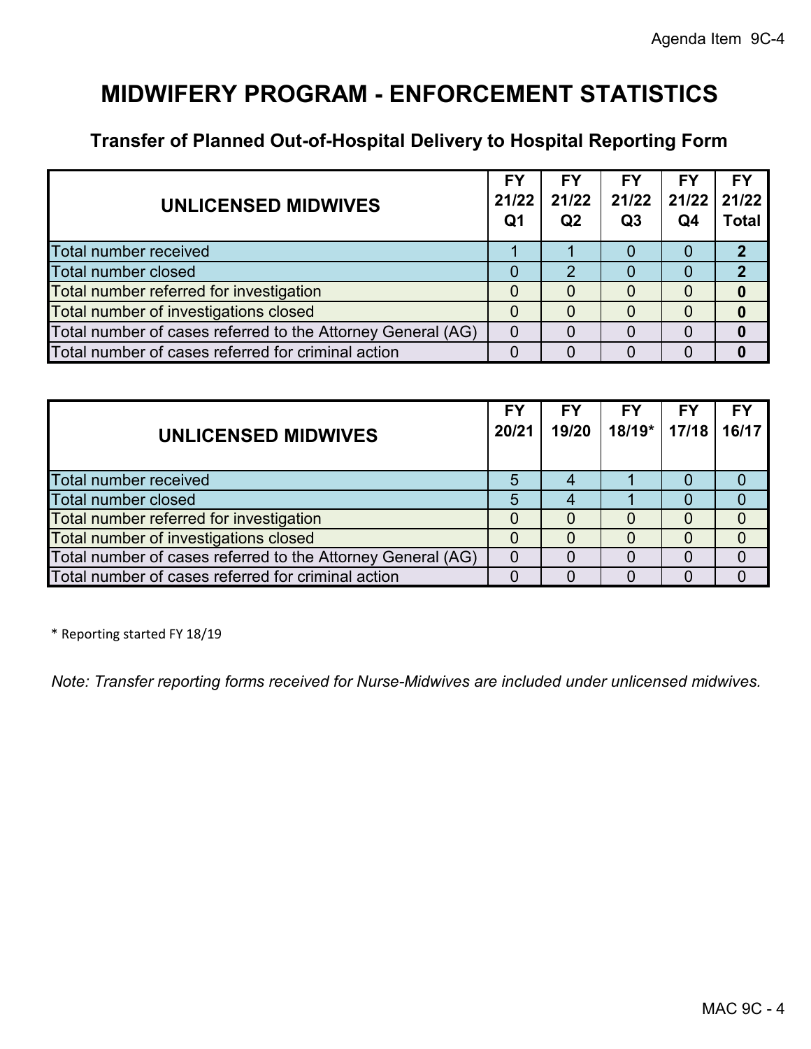# MIDWIFERY PROGRAM - ENFORCEMENT STATISTICS

## Transfer of Planned Out-of-Hospital Delivery to Hospital Reporting Form

| UNLICENSED MIDWIVES | FY 21/22 Q1 | FY 21/22 Q2 | FY 21/22 Q3 | FY 21/22 Q4 | FY 21/22 Total |
|---|---|---|---|---|---|
| Total number received | 1 | 1 | 0 | 0 | **2** |
| Total number closed | 0 | 2 | 0 | 0 | **2** |
| Total number referred for investigation | 0 | 0 | 0 | 0 | **0** |
| Total number of investigations closed | 0 | 0 | 0 | 0 | **0** |
| Total number of cases referred to the Attorney General (AG) | 0 | 0 | 0 | 0 | **0** |
| Total number of cases referred for criminal action | 0 | 0 | 0 | 0 | **0** |

| UNLICENSED MIDWIVES | FY 20/21 | FY 19/20 | FY 18/19* | FY 17/18 | FY 16/17 |
|---|---|---|---|---|---|
| Total number received | 5 | 4 | 1 | 0 | 0 |
| Total number closed | 5 | 4 | 1 | 0 | 0 |
| Total number referred for investigation | 0 | 0 | 0 | 0 | 0 |
| Total number of investigations closed | 0 | 0 | 0 | 0 | 0 |
| Total number of cases referred to the Attorney General (AG) | 0 | 0 | 0 | 0 | 0 |
| Total number of cases referred for criminal action | 0 | 0 | 0 | 0 | 0 |

\* Reporting started FY 18/19

*Note: Transfer reporting forms received for Nurse-Midwives are included under unlicensed midwives.*